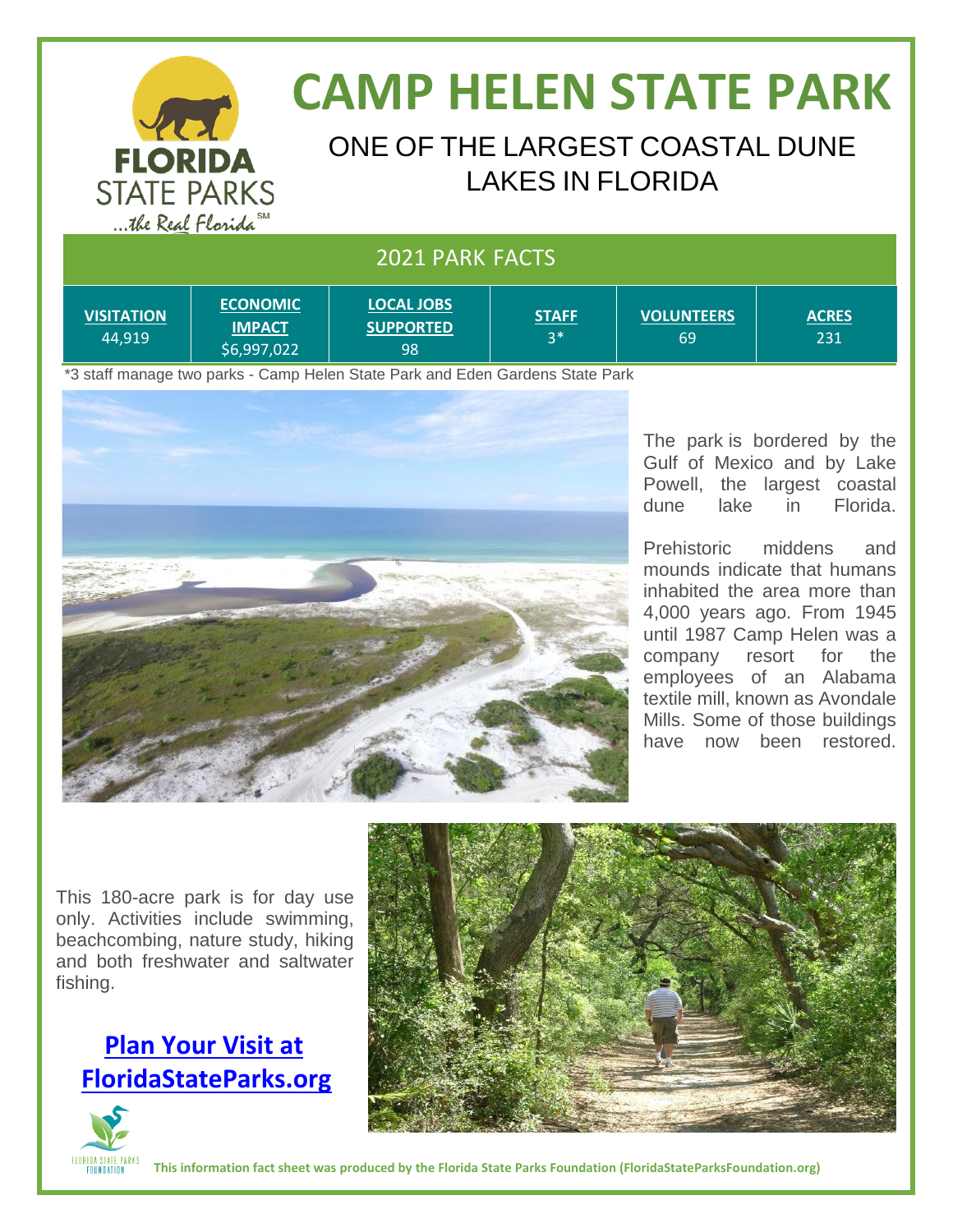# CAMP HELEN STATE PARK

## ONE OF THE LARGEST COASTAL DUNE LAKES IN FLORIDA

### 2021 PARK FACTS

| VISITATION | ECONOMIC IMPACT | LOCAL JOBS SUPPORTED | STAFF | VOLUNTEERS | ACRES |
|---|---|---|---|---|---|
| 44,919 | $6,997,022 | 98 | 3* | 69 | 231 |

*3 staff manage two parks - Camp Helen State Park and Eden Gardens State Park

The park is bordered by the Gulf of Mexico and by Lake Powell, the largest coastal dune lake in Florida.

Prehistoric middens and mounds indicate that humans inhabited the area more than 4,000 years ago. From 1945 until 1987 Camp Helen was a company resort for the employees of an Alabama textile mill, known as Avondale Mills. Some of those buildings have now been restored.

This 180-acre park is for day use only. Activities include swimming, beachcombing, nature study, hiking and both freshwater and saltwater fishing.

**Plan Your Visit at FloridaStateParks.org**

**This information fact sheet was produced by the Florida State Parks Foundation (FloridaStateParksFoundation.org)**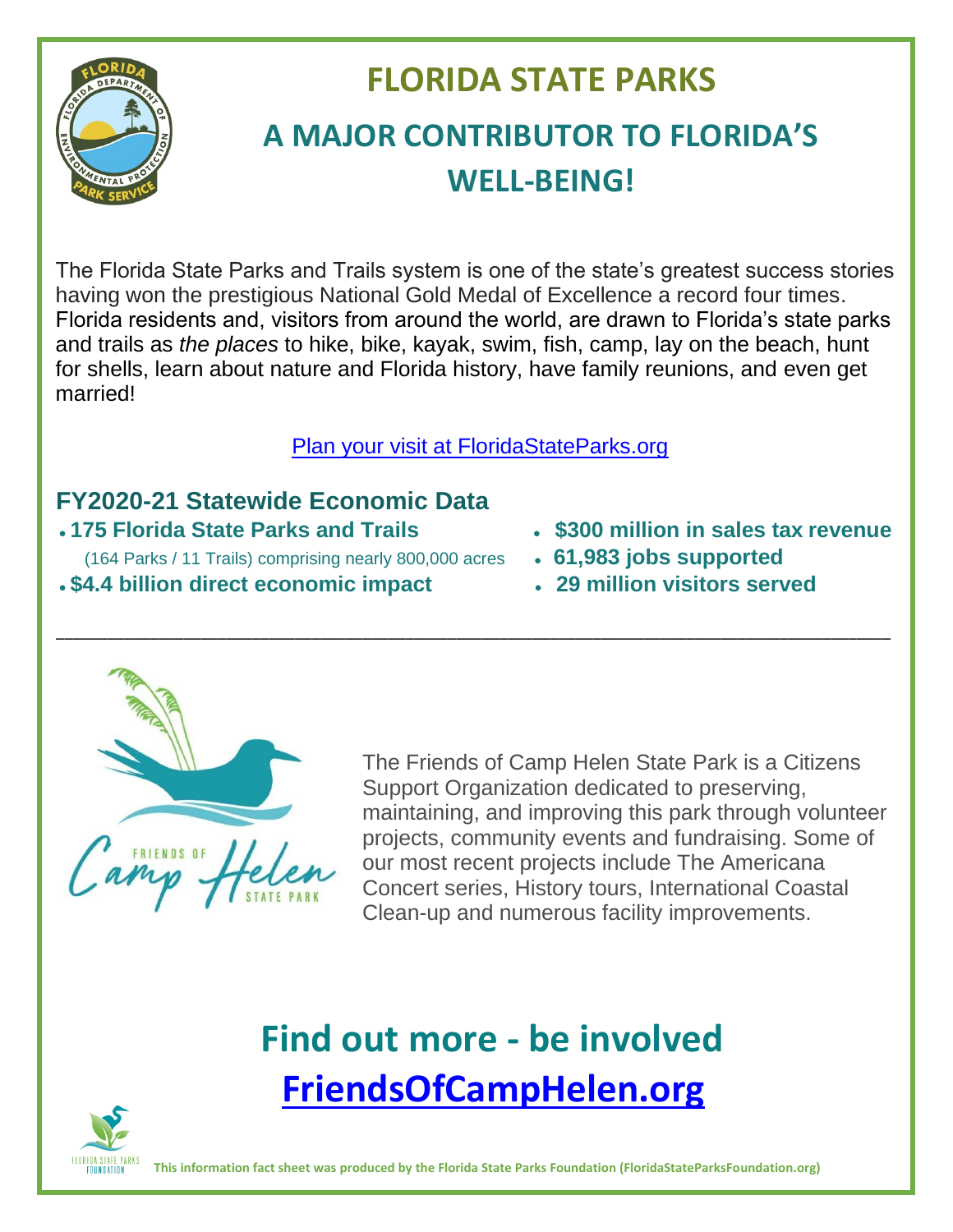# FLORIDA STATE PARKS

## A MAJOR CONTRIBUTOR TO FLORIDA'S WELL-BEING!

The Florida State Parks and Trails system is one of the state's greatest success stories having won the prestigious National Gold Medal of Excellence a record four times. Florida residents and, visitors from around the world, are drawn to Florida's state parks and trails as *the places* to hike, bike, kayak, swim, fish, camp, lay on the beach, hunt for shells, learn about nature and Florida history, have family reunions, and even get married!

[Plan your visit at FloridaStateParks.org](https://FloridaStateParks.org)

### FY2020-21 Statewide Economic Data

- **175 Florida State Parks and Trails**
  (164 Parks / 11 Trails) comprising nearly 800,000 acres
- **$4.4 billion direct economic impact**
- **$300 million in sales tax revenue**
- **61,983 jobs supported**
- **29 million visitors served**

---

FRIENDS OF Camp Helen STATE PARK

The Friends of Camp Helen State Park is a Citizens Support Organization dedicated to preserving, maintaining, and improving this park through volunteer projects, community events and fundraising. Some of our most recent projects include The Americana Concert series, History tours, International Coastal Clean-up and numerous facility improvements.

## Find out more - be involved

## [FriendsOfCampHelen.org](https://FriendsOfCampHelen.org)

**This information fact sheet was produced by the Florida State Parks Foundation (FloridaStateParksFoundation.org)**